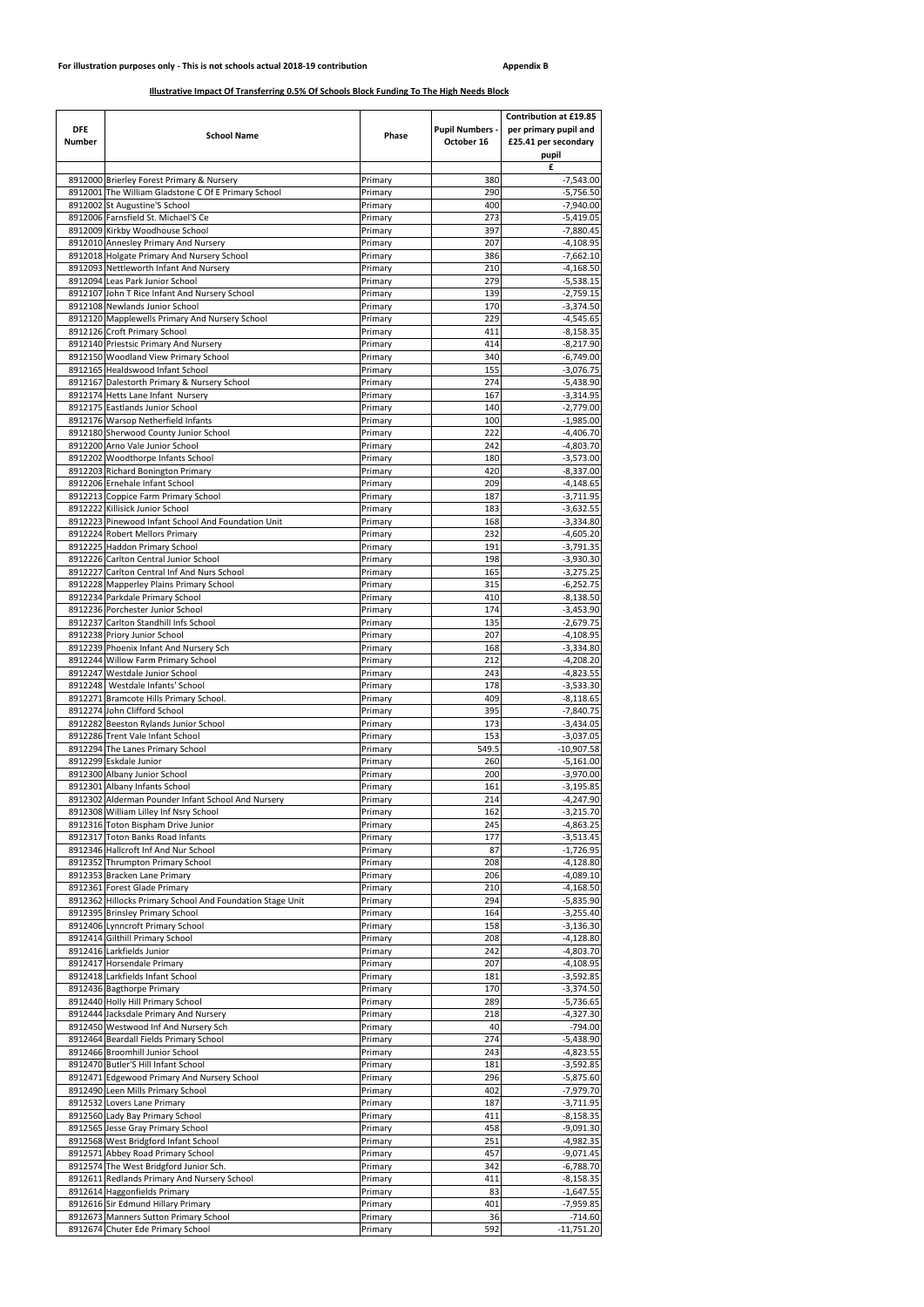For illustration purposes only - This is not schools actual 2018-19 contribution

Appendix B

**Illustrative Impact Of Transferring 0.5% Of Schools Block Funding To The High Needs Block**

| DFE Number | School Name | Phase | Pupil Numbers - October 16 | Contribution at £19.85 per primary pupil and £25.41 per secondary pupil |
|---|---|---|---|---|
| | | | | £ |
| 8912000 | Brierley Forest Primary & Nursery | Primary | 380 | -7,543.00 |
| 8912001 | The William Gladstone C Of E Primary School | Primary | 290 | -5,756.50 |
| 8912002 | St Augustine'S School | Primary | 400 | -7,940.00 |
| 8912006 | Farnsfield St. Michael'S Ce | Primary | 273 | -5,419.05 |
| 8912009 | Kirkby Woodhouse School | Primary | 397 | -7,880.45 |
| 8912010 | Annesley Primary And Nursery | Primary | 207 | -4,108.95 |
| 8912018 | Holgate Primary And Nursery School | Primary | 386 | -7,662.10 |
| 8912093 | Nettleworth Infant And Nursery | Primary | 210 | -4,168.50 |
| 8912094 | Leas Park Junior School | Primary | 279 | -5,538.15 |
| 8912107 | John T Rice Infant And Nursery School | Primary | 139 | -2,759.15 |
| 8912108 | Newlands Junior School | Primary | 170 | -3,374.50 |
| 8912120 | Mapplewells Primary And Nursery School | Primary | 229 | -4,545.65 |
| 8912126 | Croft Primary School | Primary | 411 | -8,158.35 |
| 8912140 | Priestsic Primary And Nursery | Primary | 414 | -8,217.90 |
| 8912150 | Woodland View Primary School | Primary | 340 | -6,749.00 |
| 8912165 | Healdswood Infant School | Primary | 155 | -3,076.75 |
| 8912167 | Dalestorth Primary & Nursery School | Primary | 274 | -5,438.90 |
| 8912174 | Hetts Lane Infant Nursery | Primary | 167 | -3,314.95 |
| 8912175 | Eastlands Junior School | Primary | 140 | -2,779.00 |
| 8912176 | Warsop Netherfield Infants | Primary | 100 | -1,985.00 |
| 8912180 | Sherwood County Junior School | Primary | 222 | -4,406.70 |
| 8912200 | Arno Vale Junior School | Primary | 242 | -4,803.70 |
| 8912202 | Woodthorpe Infants School | Primary | 180 | -3,573.00 |
| 8912203 | Richard Bonington Primary | Primary | 420 | -8,337.00 |
| 8912206 | Ernehale Infant School | Primary | 209 | -4,148.65 |
| 8912213 | Coppice Farm Primary School | Primary | 187 | -3,711.95 |
| 8912222 | Killisick Junior School | Primary | 183 | -3,632.55 |
| 8912223 | Pinewood Infant School And Foundation Unit | Primary | 168 | -3,334.80 |
| 8912224 | Robert Mellors Primary | Primary | 232 | -4,605.20 |
| 8912225 | Haddon Primary School | Primary | 191 | -3,791.35 |
| 8912226 | Carlton Central Junior School | Primary | 198 | -3,930.30 |
| 8912227 | Carlton Central Inf And Nurs School | Primary | 165 | -3,275.25 |
| 8912228 | Mapperley Plains Primary School | Primary | 315 | -6,252.75 |
| 8912234 | Parkdale Primary School | Primary | 410 | -8,138.50 |
| 8912236 | Porchester Junior School | Primary | 174 | -3,453.90 |
| 8912237 | Carlton Standhill Infs School | Primary | 135 | -2,679.75 |
| 8912238 | Priory Junior School | Primary | 207 | -4,108.95 |
| 8912239 | Phoenix Infant And Nursery Sch | Primary | 168 | -3,334.80 |
| 8912244 | Willow Farm Primary School | Primary | 212 | -4,208.20 |
| 8912247 | Westdale Junior School | Primary | 243 | -4,823.55 |
| 8912248 | Westdale Infants' School | Primary | 178 | -3,533.30 |
| 8912271 | Bramcote Hills Primary School. | Primary | 409 | -8,118.65 |
| 8912274 | John Clifford School | Primary | 395 | -7,840.75 |
| 8912282 | Beeston Rylands Junior School | Primary | 173 | -3,434.05 |
| 8912286 | Trent Vale Infant School | Primary | 153 | -3,037.05 |
| 8912294 | The Lanes Primary School | Primary | 549.5 | -10,907.58 |
| 8912299 | Eskdale Junior | Primary | 260 | -5,161.00 |
| 8912300 | Albany Junior School | Primary | 200 | -3,970.00 |
| 8912301 | Albany Infants School | Primary | 161 | -3,195.85 |
| 8912302 | Alderman Pounder Infant School And Nursery | Primary | 214 | -4,247.90 |
| 8912308 | William Lilley Inf Nsry School | Primary | 162 | -3,215.70 |
| 8912316 | Toton Bispham Drive Junior | Primary | 245 | -4,863.25 |
| 8912317 | Toton Banks Road Infants | Primary | 177 | -3,513.45 |
| 8912346 | Hallcroft Inf And Nur School | Primary | 87 | -1,726.95 |
| 8912352 | Thrumpton Primary School | Primary | 208 | -4,128.80 |
| 8912353 | Bracken Lane Primary | Primary | 206 | -4,089.10 |
| 8912361 | Forest Glade Primary | Primary | 210 | -4,168.50 |
| 8912362 | Hillocks Primary School And Foundation Stage Unit | Primary | 294 | -5,835.90 |
| 8912395 | Brinsley Primary School | Primary | 164 | -3,255.40 |
| 8912406 | Lynncroft Primary School | Primary | 158 | -3,136.30 |
| 8912414 | Gilthill Primary School | Primary | 208 | -4,128.80 |
| 8912416 | Larkfields Junior | Primary | 242 | -4,803.70 |
| 8912417 | Horsendale Primary | Primary | 207 | -4,108.95 |
| 8912418 | Larkfields Infant School | Primary | 181 | -3,592.85 |
| 8912436 | Bagthorpe Primary | Primary | 170 | -3,374.50 |
| 8912440 | Holly Hill Primary School | Primary | 289 | -5,736.65 |
| 8912444 | Jacksdale Primary And Nursery | Primary | 218 | -4,327.30 |
| 8912450 | Westwood Inf And Nursery Sch | Primary | 40 | -794.00 |
| 8912464 | Beardall Fields Primary School | Primary | 274 | -5,438.90 |
| 8912466 | Broomhill Junior School | Primary | 243 | -4,823.55 |
| 8912470 | Butler'S Hill Infant School | Primary | 181 | -3,592.85 |
| 8912471 | Edgewood Primary And Nursery School | Primary | 296 | -5,875.60 |
| 8912490 | Leen Mills Primary School | Primary | 402 | -7,979.70 |
| 8912532 | Lovers Lane Primary | Primary | 187 | -3,711.95 |
| 8912560 | Lady Bay Primary School | Primary | 411 | -8,158.35 |
| 8912565 | Jesse Gray Primary School | Primary | 458 | -9,091.30 |
| 8912568 | West Bridgford Infant School | Primary | 251 | -4,982.35 |
| 8912571 | Abbey Road Primary School | Primary | 457 | -9,071.45 |
| 8912574 | The West Bridgford Junior Sch. | Primary | 342 | -6,788.70 |
| 8912611 | Redlands Primary And Nursery School | Primary | 411 | -8,158.35 |
| 8912614 | Haggonfields Primary | Primary | 83 | -1,647.55 |
| 8912616 | Sir Edmund Hillary Primary | Primary | 401 | -7,959.85 |
| 8912673 | Manners Sutton Primary School | Primary | 36 | -714.60 |
| 8912674 | Chuter Ede Primary School | Primary | 592 | -11,751.20 |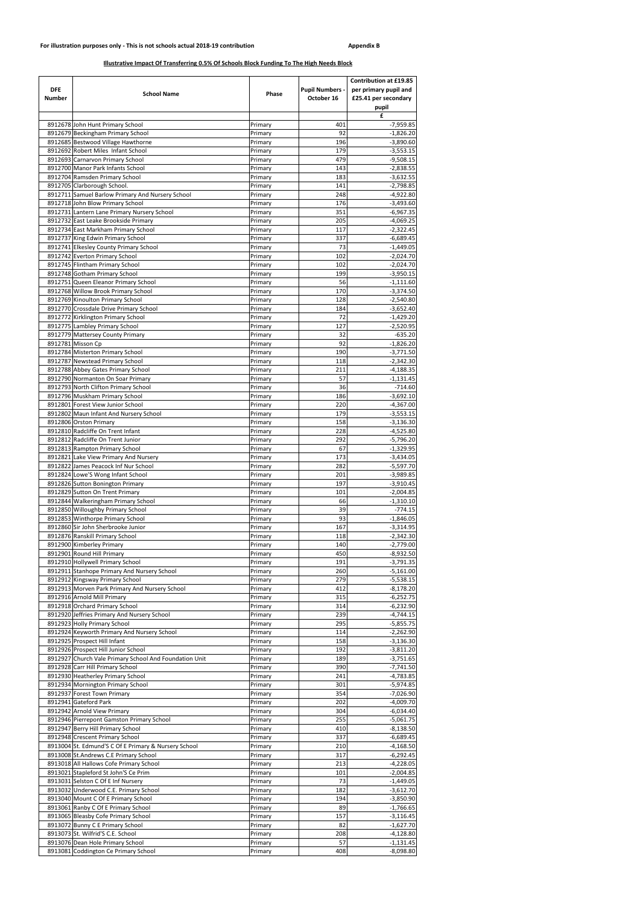**For illustration purposes only - This is not schools actual 2018-19 contribution** **Appendix B**

**Illustrative Impact Of Transferring 0.5% Of Schools Block Funding To The High Needs Block**

| DFE Number | School Name | Phase | Pupil Numbers - October 16 | Contribution at £19.85 per primary pupil and £25.41 per secondary pupil |
|---|---|---|---|---|
| | | | | £ |
| 8912678 | John Hunt Primary School | Primary | 401 | -7,959.85 |
| 8912679 | Beckingham Primary School | Primary | 92 | -1,826.20 |
| 8912685 | Bestwood Village Hawthorne | Primary | 196 | -3,890.60 |
| 8912692 | Robert Miles Infant School | Primary | 179 | -3,553.15 |
| 8912693 | Carnarvon Primary School | Primary | 479 | -9,508.15 |
| 8912700 | Manor Park Infants School | Primary | 143 | -2,838.55 |
| 8912704 | Ramsden Primary School | Primary | 183 | -3,632.55 |
| 8912705 | Clarborough School. | Primary | 141 | -2,798.85 |
| 8912711 | Samuel Barlow Primary And Nursery School | Primary | 248 | -4,922.80 |
| 8912718 | John Blow Primary School | Primary | 176 | -3,493.60 |
| 8912731 | Lantern Lane Primary Nursery School | Primary | 351 | -6,967.35 |
| 8912732 | East Leake Brookside Primary | Primary | 205 | -4,069.25 |
| 8912734 | East Markham Primary School | Primary | 117 | -2,322.45 |
| 8912737 | King Edwin Primary School | Primary | 337 | -6,689.45 |
| 8912741 | Elkesley County Primary School | Primary | 73 | -1,449.05 |
| 8912742 | Everton Primary School | Primary | 102 | -2,024.70 |
| 8912745 | Flintham Primary School | Primary | 102 | -2,024.70 |
| 8912748 | Gotham Primary School | Primary | 199 | -3,950.15 |
| 8912751 | Queen Eleanor Primary School | Primary | 56 | -1,111.60 |
| 8912768 | Willow Brook Primary School | Primary | 170 | -3,374.50 |
| 8912769 | Kinoulton Primary School | Primary | 128 | -2,540.80 |
| 8912770 | Crossdale Drive Primary School | Primary | 184 | -3,652.40 |
| 8912772 | Kirklington Primary School | Primary | 72 | -1,429.20 |
| 8912775 | Lambley Primary School | Primary | 127 | -2,520.95 |
| 8912779 | Mattersey County Primary | Primary | 32 | -635.20 |
| 8912781 | Misson Cp | Primary | 92 | -1,826.20 |
| 8912784 | Misterton Primary School | Primary | 190 | -3,771.50 |
| 8912787 | Newstead Primary School | Primary | 118 | -2,342.30 |
| 8912788 | Abbey Gates Primary School | Primary | 211 | -4,188.35 |
| 8912790 | Normanton On Soar Primary | Primary | 57 | -1,131.45 |
| 8912793 | North Clifton Primary School | Primary | 36 | -714.60 |
| 8912796 | Muskham Primary School | Primary | 186 | -3,692.10 |
| 8912801 | Forest View Junior School | Primary | 220 | -4,367.00 |
| 8912802 | Maun Infant And Nursery School | Primary | 179 | -3,553.15 |
| 8912806 | Orston Primary | Primary | 158 | -3,136.30 |
| 8912810 | Radcliffe On Trent Infant | Primary | 228 | -4,525.80 |
| 8912812 | Radcliffe On Trent Junior | Primary | 292 | -5,796.20 |
| 8912813 | Rampton Primary School | Primary | 67 | -1,329.95 |
| 8912821 | Lake View Primary And Nursery | Primary | 173 | -3,434.05 |
| 8912822 | James Peacock Inf Nur School | Primary | 282 | -5,597.70 |
| 8912824 | Lowe'S Wong Infant School | Primary | 201 | -3,989.85 |
| 8912826 | Sutton Bonington Primary | Primary | 197 | -3,910.45 |
| 8912829 | Sutton On Trent Primary | Primary | 101 | -2,004.85 |
| 8912844 | Walkeringham Primary School | Primary | 66 | -1,310.10 |
| 8912850 | Willoughby Primary School | Primary | 39 | -774.15 |
| 8912853 | Winthorpe Primary School | Primary | 93 | -1,846.05 |
| 8912860 | Sir John Sherbrooke Junior | Primary | 167 | -3,314.95 |
| 8912876 | Ranskill Primary School | Primary | 118 | -2,342.30 |
| 8912900 | Kimberley Primary | Primary | 140 | -2,779.00 |
| 8912901 | Round Hill Primary | Primary | 450 | -8,932.50 |
| 8912910 | Hollywell Primary School | Primary | 191 | -3,791.35 |
| 8912911 | Stanhope Primary And Nursery School | Primary | 260 | -5,161.00 |
| 8912912 | Kingsway Primary School | Primary | 279 | -5,538.15 |
| 8912913 | Morven Park Primary And Nursery School | Primary | 412 | -8,178.20 |
| 8912916 | Arnold Mill Primary | Primary | 315 | -6,252.75 |
| 8912918 | Orchard Primary School | Primary | 314 | -6,232.90 |
| 8912920 | Jeffries Primary And Nursery School | Primary | 239 | -4,744.15 |
| 8912923 | Holly Primary School | Primary | 295 | -5,855.75 |
| 8912924 | Keyworth Primary And Nursery School | Primary | 114 | -2,262.90 |
| 8912925 | Prospect Hill Infant | Primary | 158 | -3,136.30 |
| 8912926 | Prospect Hill Junior School | Primary | 192 | -3,811.20 |
| 8912927 | Church Vale Primary School And Foundation Unit | Primary | 189 | -3,751.65 |
| 8912928 | Carr Hill Primary School | Primary | 390 | -7,741.50 |
| 8912930 | Heatherley Primary School | Primary | 241 | -4,783.85 |
| 8912934 | Mornington Primary School | Primary | 301 | -5,974.85 |
| 8912937 | Forest Town Primary | Primary | 354 | -7,026.90 |
| 8912941 | Gateford Park | Primary | 202 | -4,009.70 |
| 8912942 | Arnold View Primary | Primary | 304 | -6,034.40 |
| 8912946 | Pierrepont Gamston Primary School | Primary | 255 | -5,061.75 |
| 8912947 | Berry Hill Primary School | Primary | 410 | -8,138.50 |
| 8912948 | Crescent Primary School | Primary | 337 | -6,689.45 |
| 8913004 | St. Edmund'S C Of E Primary & Nursery School | Primary | 210 | -4,168.50 |
| 8913008 | St.Andrews C.E Primary School | Primary | 317 | -6,292.45 |
| 8913018 | All Hallows Cofe Primary School | Primary | 213 | -4,228.05 |
| 8913021 | Stapleford St John'S Ce Prim | Primary | 101 | -2,004.85 |
| 8913031 | Selston C Of E Inf Nursery | Primary | 73 | -1,449.05 |
| 8913032 | Underwood C.E. Primary School | Primary | 182 | -3,612.70 |
| 8913040 | Mount C Of E Primary School | Primary | 194 | -3,850.90 |
| 8913061 | Ranby C Of E Primary School | Primary | 89 | -1,766.65 |
| 8913065 | Bleasby Cofe Primary School | Primary | 157 | -3,116.45 |
| 8913072 | Bunny C E Primary School | Primary | 82 | -1,627.70 |
| 8913073 | St. Wilfrid'S C.E. School | Primary | 208 | -4,128.80 |
| 8913076 | Dean Hole Primary School | Primary | 57 | -1,131.45 |
| 8913081 | Coddington Ce Primary School | Primary | 408 | -8,098.80 |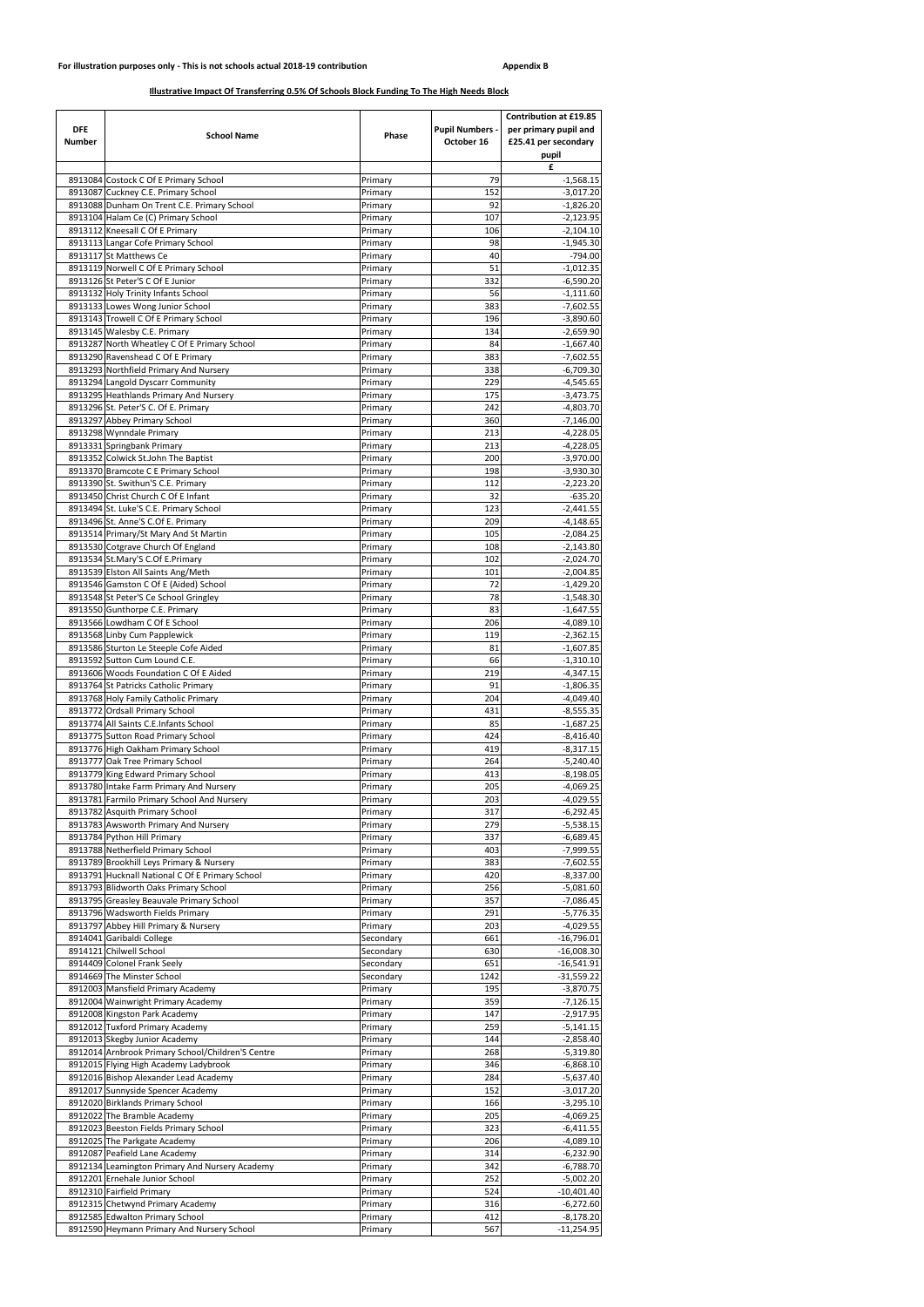For illustration purposes only - This is not schools actual 2018-19 contribution

Appendix B

**Illustrative Impact Of Transferring 0.5% Of Schools Block Funding To The High Needs Block**

| DFE Number | School Name | Phase | Pupil Numbers - October 16 | Contribution at £19.85 per primary pupil and £25.41 per secondary pupil |
|---|---|---|---|---|
| | | | | £ |
| 8913084 | Costock C Of E Primary School | Primary | 79 | -1,568.15 |
| 8913087 | Cuckney C.E. Primary School | Primary | 152 | -3,017.20 |
| 8913088 | Dunham On Trent C.E. Primary School | Primary | 92 | -1,826.20 |
| 8913104 | Halam Ce (C) Primary School | Primary | 107 | -2,123.95 |
| 8913112 | Kneesall C Of E Primary | Primary | 106 | -2,104.10 |
| 8913113 | Langar Cofe Primary School | Primary | 98 | -1,945.30 |
| 8913117 | St Matthews Ce | Primary | 40 | -794.00 |
| 8913119 | Norwell C Of E Primary School | Primary | 51 | -1,012.35 |
| 8913126 | St Peter'S C Of E Junior | Primary | 332 | -6,590.20 |
| 8913132 | Holy Trinity Infants School | Primary | 56 | -1,111.60 |
| 8913133 | Lowes Wong Junior School | Primary | 383 | -7,602.55 |
| 8913143 | Trowell C Of E Primary School | Primary | 196 | -3,890.60 |
| 8913145 | Walesby C.E. Primary | Primary | 134 | -2,659.90 |
| 8913287 | North Wheatley C Of E Primary School | Primary | 84 | -1,667.40 |
| 8913290 | Ravenshead C Of E Primary | Primary | 383 | -7,602.55 |
| 8913293 | Northfield Primary And Nursery | Primary | 338 | -6,709.30 |
| 8913294 | Langold Dyscarr Community | Primary | 229 | -4,545.65 |
| 8913295 | Heathlands Primary And Nursery | Primary | 175 | -3,473.75 |
| 8913296 | St. Peter'S C. Of E. Primary | Primary | 242 | -4,803.70 |
| 8913297 | Abbey Primary School | Primary | 360 | -7,146.00 |
| 8913298 | Wynndale Primary | Primary | 213 | -4,228.05 |
| 8913331 | Springbank Primary | Primary | 213 | -4,228.05 |
| 8913352 | Colwick St.John The Baptist | Primary | 200 | -3,970.00 |
| 8913370 | Bramcote C E Primary School | Primary | 198 | -3,930.30 |
| 8913390 | St. Swithun'S C.E. Primary | Primary | 112 | -2,223.20 |
| 8913450 | Christ Church C Of E Infant | Primary | 32 | -635.20 |
| 8913494 | St. Luke'S C.E. Primary School | Primary | 123 | -2,441.55 |
| 8913496 | St. Anne'S C.Of E. Primary | Primary | 209 | -4,148.65 |
| 8913514 | Primary/St Mary And St Martin | Primary | 105 | -2,084.25 |
| 8913530 | Cotgrave Church Of England | Primary | 108 | -2,143.80 |
| 8913534 | St.Mary'S C.Of E.Primary | Primary | 102 | -2,024.70 |
| 8913539 | Elston All Saints Ang/Meth | Primary | 101 | -2,004.85 |
| 8913546 | Gamston C Of E (Aided) School | Primary | 72 | -1,429.20 |
| 8913548 | St Peter'S Ce School Gringley | Primary | 78 | -1,548.30 |
| 8913550 | Gunthorpe C.E. Primary | Primary | 83 | -1,647.55 |
| 8913566 | Lowdham C Of E School | Primary | 206 | -4,089.10 |
| 8913568 | Linby Cum Papplewick | Primary | 119 | -2,362.15 |
| 8913586 | Sturton Le Steeple Cofe Aided | Primary | 81 | -1,607.85 |
| 8913592 | Sutton Cum Lound C.E. | Primary | 66 | -1,310.10 |
| 8913606 | Woods Foundation C Of E Aided | Primary | 219 | -4,347.15 |
| 8913764 | St Patricks Catholic Primary | Primary | 91 | -1,806.35 |
| 8913768 | Holy Family Catholic Primary | Primary | 204 | -4,049.40 |
| 8913772 | Ordsall Primary School | Primary | 431 | -8,555.35 |
| 8913774 | All Saints C.E.Infants School | Primary | 85 | -1,687.25 |
| 8913775 | Sutton Road Primary School | Primary | 424 | -8,416.40 |
| 8913776 | High Oakham Primary School | Primary | 419 | -8,317.15 |
| 8913777 | Oak Tree Primary School | Primary | 264 | -5,240.40 |
| 8913779 | King Edward Primary School | Primary | 413 | -8,198.05 |
| 8913780 | Intake Farm Primary And Nursery | Primary | 205 | -4,069.25 |
| 8913781 | Farmilo Primary School And Nursery | Primary | 203 | -4,029.55 |
| 8913782 | Asquith Primary School | Primary | 317 | -6,292.45 |
| 8913783 | Awsworth Primary And Nursery | Primary | 279 | -5,538.15 |
| 8913784 | Python Hill Primary | Primary | 337 | -6,689.45 |
| 8913788 | Netherfield Primary School | Primary | 403 | -7,999.55 |
| 8913789 | Brookhill Leys Primary & Nursery | Primary | 383 | -7,602.55 |
| 8913791 | Hucknall National C Of E Primary School | Primary | 420 | -8,337.00 |
| 8913793 | Blidworth Oaks Primary School | Primary | 256 | -5,081.60 |
| 8913795 | Greasley Beauvale Primary School | Primary | 357 | -7,086.45 |
| 8913796 | Wadsworth Fields Primary | Primary | 291 | -5,776.35 |
| 8913797 | Abbey Hill Primary & Nursery | Primary | 203 | -4,029.55 |
| 8914041 | Garibaldi College | Secondary | 661 | -16,796.01 |
| 8914121 | Chilwell School | Secondary | 630 | -16,008.30 |
| 8914409 | Colonel Frank Seely | Secondary | 651 | -16,541.91 |
| 8914669 | The Minster School | Secondary | 1242 | -31,559.22 |
| 8912003 | Mansfield Primary Academy | Primary | 195 | -3,870.75 |
| 8912004 | Wainwright Primary Academy | Primary | 359 | -7,126.15 |
| 8912008 | Kingston Park Academy | Primary | 147 | -2,917.95 |
| 8912012 | Tuxford Primary Academy | Primary | 259 | -5,141.15 |
| 8912013 | Skegby Junior Academy | Primary | 144 | -2,858.40 |
| 8912014 | Arnbrook Primary School/Children'S Centre | Primary | 268 | -5,319.80 |
| 8912015 | Flying High Academy Ladybrook | Primary | 346 | -6,868.10 |
| 8912016 | Bishop Alexander Lead Academy | Primary | 284 | -5,637.40 |
| 8912017 | Sunnyside Spencer Academy | Primary | 152 | -3,017.20 |
| 8912020 | Birklands Primary School | Primary | 166 | -3,295.10 |
| 8912022 | The Bramble Academy | Primary | 205 | -4,069.25 |
| 8912023 | Beeston Fields Primary School | Primary | 323 | -6,411.55 |
| 8912025 | The Parkgate Academy | Primary | 206 | -4,089.10 |
| 8912087 | Peafield Lane Academy | Primary | 314 | -6,232.90 |
| 8912134 | Leamington Primary And Nursery Academy | Primary | 342 | -6,788.70 |
| 8912201 | Ernehale Junior School | Primary | 252 | -5,002.20 |
| 8912310 | Fairfield Primary | Primary | 524 | -10,401.40 |
| 8912315 | Chetwynd Primary Academy | Primary | 316 | -6,272.60 |
| 8912585 | Edwalton Primary School | Primary | 412 | -8,178.20 |
| 8912590 | Heymann Primary And Nursery School | Primary | 567 | -11,254.95 |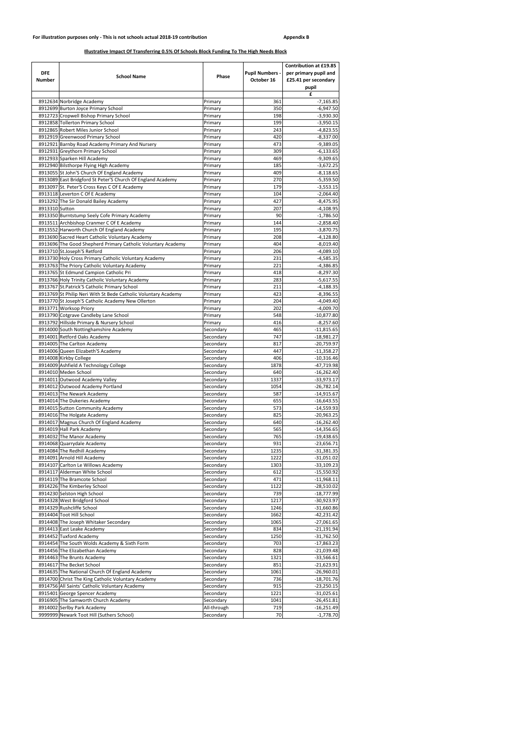**For illustration purposes only - This is not schools actual 2018-19 contribution**

**Appendix B**

**Illustrative Impact Of Transferring 0.5% Of Schools Block Funding To The High Needs Block**

| DFE Number | School Name | Phase | Pupil Numbers - October 16 | Contribution at £19.85 per primary pupil and £25.41 per secondary pupil |
|---|---|---|---|---|
| | | | | £ |
| 8912634 | Norbridge Academy | Primary | 361 | -7,165.85 |
| 8912699 | Burton Joyce Primary School | Primary | 350 | -6,947.50 |
| 8912723 | Cropwell Bishop Primary School | Primary | 198 | -3,930.30 |
| 8912858 | Tollerton Primary School | Primary | 199 | -3,950.15 |
| 8912865 | Robert Miles Junior School | Primary | 243 | -4,823.55 |
| 8912919 | Greenwood Primary School | Primary | 420 | -8,337.00 |
| 8912921 | Barnby Road Academy Primary And Nursery | Primary | 473 | -9,389.05 |
| 8912931 | Greythorn Primary School | Primary | 309 | -6,133.65 |
| 8912933 | Sparken Hill Academy | Primary | 469 | -9,309.65 |
| 8912940 | Bilsthorpe Flying High Academy | Primary | 185 | -3,672.25 |
| 8913055 | St John'S Church Of England Academy | Primary | 409 | -8,118.65 |
| 8913089 | East Bridgford St Peter'S Church Of England Academy | Primary | 270 | -5,359.50 |
| 8913097 | St. Peter'S Cross Keys C Of E Academy | Primary | 179 | -3,553.15 |
| 8913118 | Leverton C Of E Academy | Primary | 104 | -2,064.40 |
| 8913292 | The Sir Donald Bailey Academy | Primary | 427 | -8,475.95 |
| 8913310 | Sutton | Primary | 207 | -4,108.95 |
| 8913350 | Burntstump Seely Cofe Primary Academy | Primary | 90 | -1,786.50 |
| 8913511 | Archbishop Cranmer C Of E Academy | Primary | 144 | -2,858.40 |
| 8913552 | Harworth Church Of England Academy | Primary | 195 | -3,870.75 |
| 8913690 | Sacred Heart Catholic Voluntary Academy | Primary | 208 | -4,128.80 |
| 8913696 | The Good Shepherd Primary Catholic Voluntary Academy | Primary | 404 | -8,019.40 |
| 8913710 | St.Joseph'S Retford | Primary | 206 | -4,089.10 |
| 8913730 | Holy Cross Primary Catholic Voluntary Academy | Primary | 231 | -4,585.35 |
| 8913763 | The Priory Catholic Voluntary Academy | Primary | 221 | -4,386.85 |
| 8913765 | St Edmund Campion Catholic Pri | Primary | 418 | -8,297.30 |
| 8913766 | Holy Trinity Catholic Voluntary Academy | Primary | 283 | -5,617.55 |
| 8913767 | St.Patrick'S Catholic Primary School | Primary | 211 | -4,188.35 |
| 8913769 | St Philip Neri With St Bede Catholic Voluntary Academy | Primary | 423 | -8,396.55 |
| 8913770 | St Joseph'S Catholic Academy New Ollerton | Primary | 204 | -4,049.40 |
| 8913771 | Worksop Priory | Primary | 202 | -4,009.70 |
| 8913790 | Cotgrave Candleby Lane School | Primary | 548 | -10,877.80 |
| 8913792 | Hillside Primary & Nursery School | Primary | 416 | -8,257.60 |
| 8914000 | South Nottinghamshire Academy | Secondary | 465 | -11,815.65 |
| 8914001 | Retford Oaks Academy | Secondary | 747 | -18,981.27 |
| 8914005 | The Carlton Academy | Secondary | 817 | -20,759.97 |
| 8914006 | Queen Elizabeth'S Academy | Secondary | 447 | -11,358.27 |
| 8914008 | Kirkby College | Secondary | 406 | -10,316.46 |
| 8914009 | Ashfield A Technology College | Secondary | 1878 | -47,719.98 |
| 8914010 | Meden School | Secondary | 640 | -16,262.40 |
| 8914011 | Outwood Academy Valley | Secondary | 1337 | -33,973.17 |
| 8914012 | Outwood Academy Portland | Secondary | 1054 | -26,782.14 |
| 8914013 | The Newark Academy | Secondary | 587 | -14,915.67 |
| 8914014 | The Dukeries Academy | Secondary | 655 | -16,643.55 |
| 8914015 | Sutton Community Academy | Secondary | 573 | -14,559.93 |
| 8914016 | The Holgate Academy | Secondary | 825 | -20,963.25 |
| 8914017 | Magnus Church Of England Academy | Secondary | 640 | -16,262.40 |
| 8914019 | Hall Park Academy | Secondary | 565 | -14,356.65 |
| 8914032 | The Manor Academy | Secondary | 765 | -19,438.65 |
| 8914068 | Quarrydale Academy | Secondary | 931 | -23,656.71 |
| 8914084 | The Redhill Academy | Secondary | 1235 | -31,381.35 |
| 8914091 | Arnold Hill Academy | Secondary | 1222 | -31,051.02 |
| 8914107 | Carlton Le Willows Academy | Secondary | 1303 | -33,109.23 |
| 8914117 | Alderman White School | Secondary | 612 | -15,550.92 |
| 8914119 | The Bramcote School | Secondary | 471 | -11,968.11 |
| 8914226 | The Kimberley School | Secondary | 1122 | -28,510.02 |
| 8914230 | Selston High School | Secondary | 739 | -18,777.99 |
| 8914328 | West Bridgford School | Secondary | 1217 | -30,923.97 |
| 8914329 | Rushcliffe School | Secondary | 1246 | -31,660.86 |
| 8914404 | Toot Hill School | Secondary | 1662 | -42,231.42 |
| 8914408 | The Joseph Whitaker Secondary | Secondary | 1065 | -27,061.65 |
| 8914413 | East Leake Academy | Secondary | 834 | -21,191.94 |
| 8914452 | Tuxford Academy | Secondary | 1250 | -31,762.50 |
| 8914454 | The South Wolds Academy & Sixth Form | Secondary | 703 | -17,863.23 |
| 8914456 | The Elizabethan Academy | Secondary | 828 | -21,039.48 |
| 8914463 | The Brunts Academy | Secondary | 1321 | -33,566.61 |
| 8914617 | The Becket School | Secondary | 851 | -21,623.91 |
| 8914635 | The National Church Of England Academy | Secondary | 1061 | -26,960.01 |
| 8914700 | Christ The King Catholic Voluntary Academy | Secondary | 736 | -18,701.76 |
| 8914756 | All Saints' Catholic Voluntary Academy | Secondary | 915 | -23,250.15 |
| 8915401 | George Spencer Academy | Secondary | 1221 | -31,025.61 |
| 8916905 | The Samworth Church Academy | Secondary | 1041 | -26,451.81 |
| 8914002 | Serlby Park Academy | All-through | 719 | -16,251.49 |
| 9999999 | Newark Toot Hill (Suthers School) | Secondary | 70 | -1,778.70 |